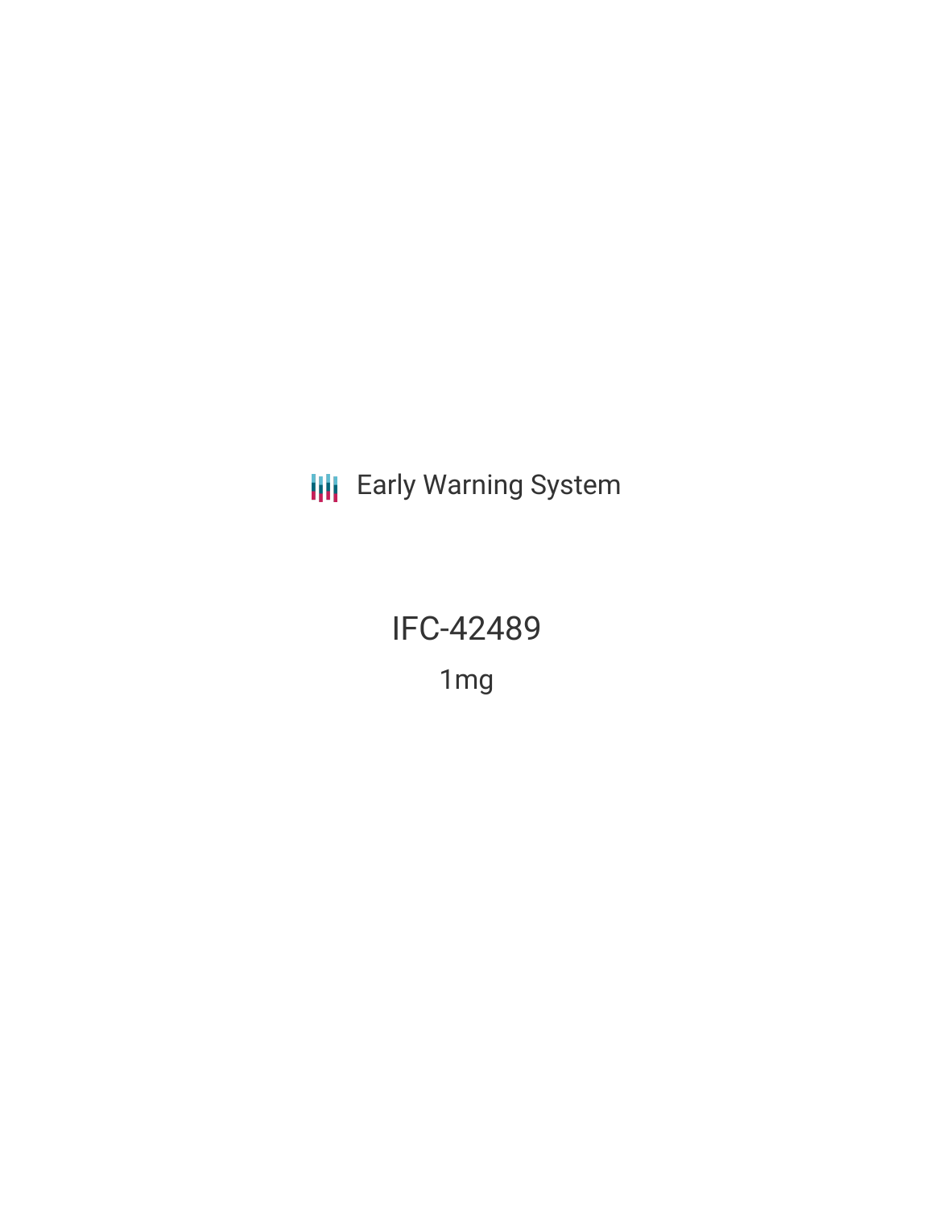Early Warning System

# IFC-42489

1mg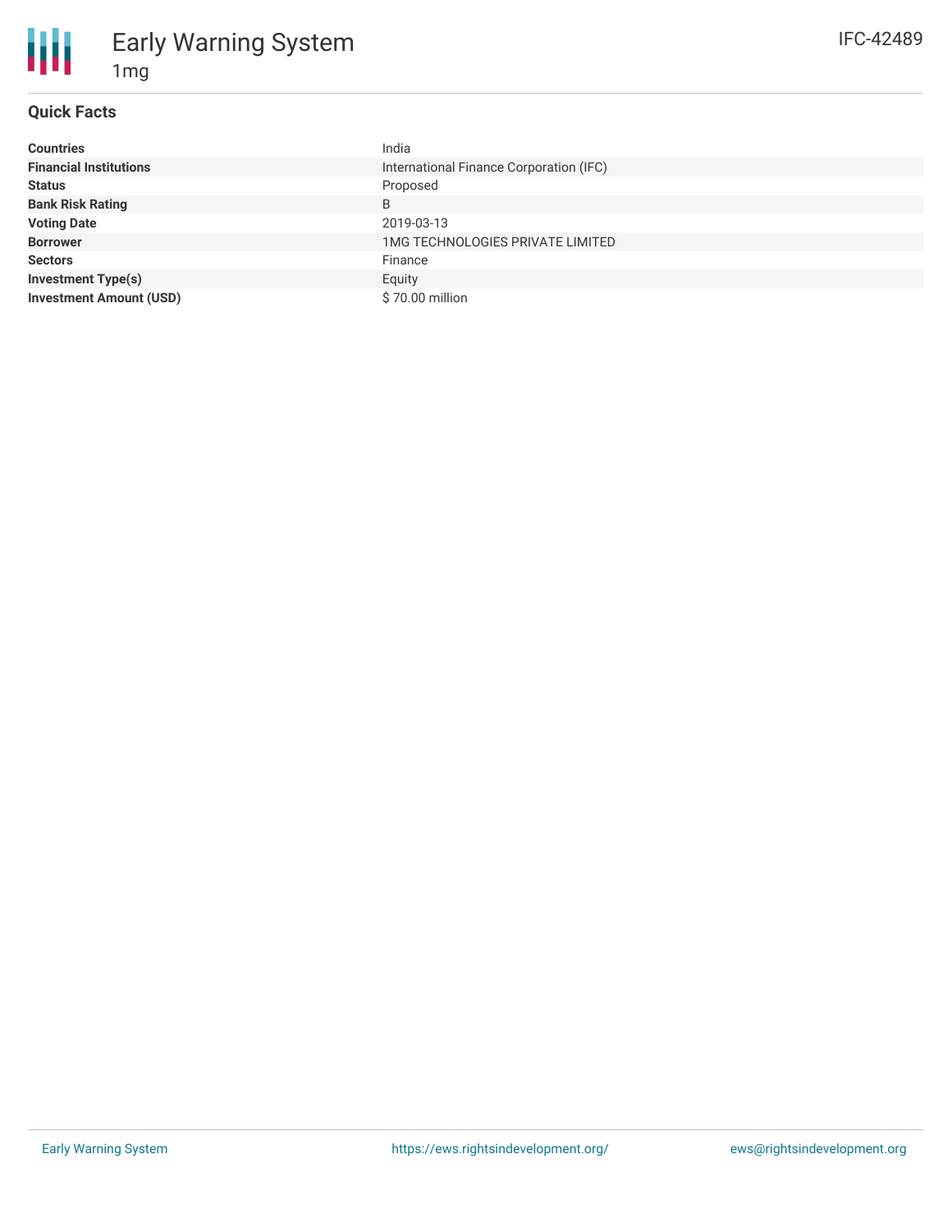# Early Warning System

## 1mg

IFC-42489

### Quick Facts

| | |
|---|---|
| **Countries** | India |
| **Financial Institutions** | International Finance Corporation (IFC) |
| **Status** | Proposed |
| **Bank Risk Rating** | B |
| **Voting Date** | 2019-03-13 |
| **Borrower** | 1MG TECHNOLOGIES PRIVATE LIMITED |
| **Sectors** | Finance |
| **Investment Type(s)** | Equity |
| **Investment Amount (USD)** | $ 70.00 million |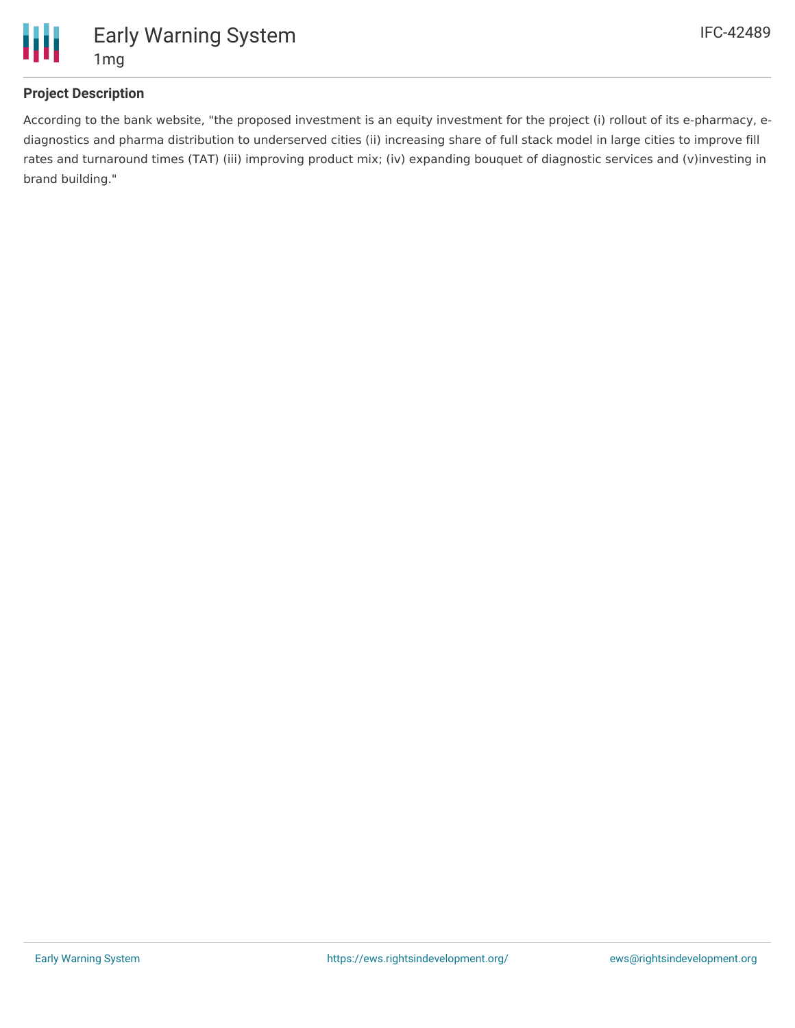## Project Description

According to the bank website, "the proposed investment is an equity investment for the project (i) rollout of its e-pharmacy, e-diagnostics and pharma distribution to underserved cities (ii) increasing share of full stack model in large cities to improve fill rates and turnaround times (TAT) (iii) improving product mix; (iv) expanding bouquet of diagnostic services and (v)investing in brand building."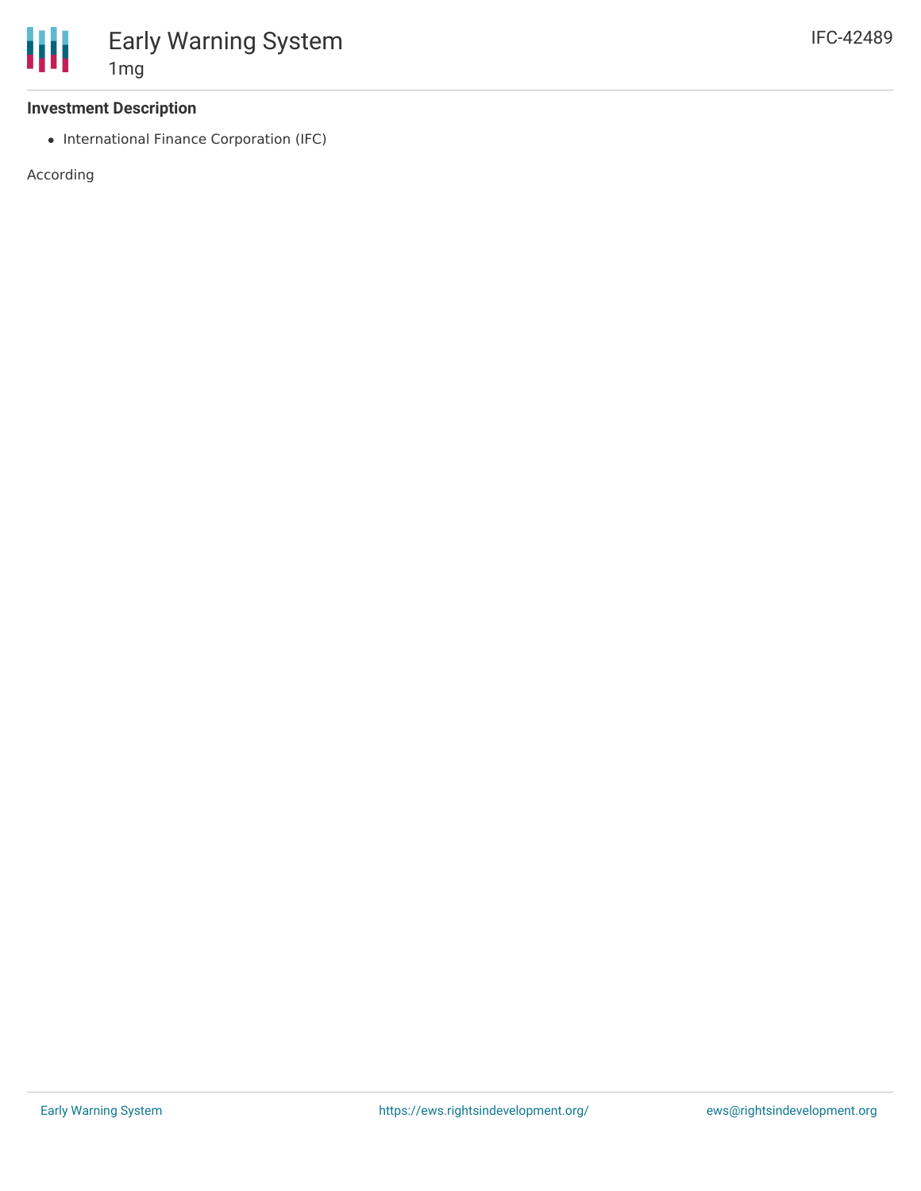## Investment Description

- International Finance Corporation (IFC)

According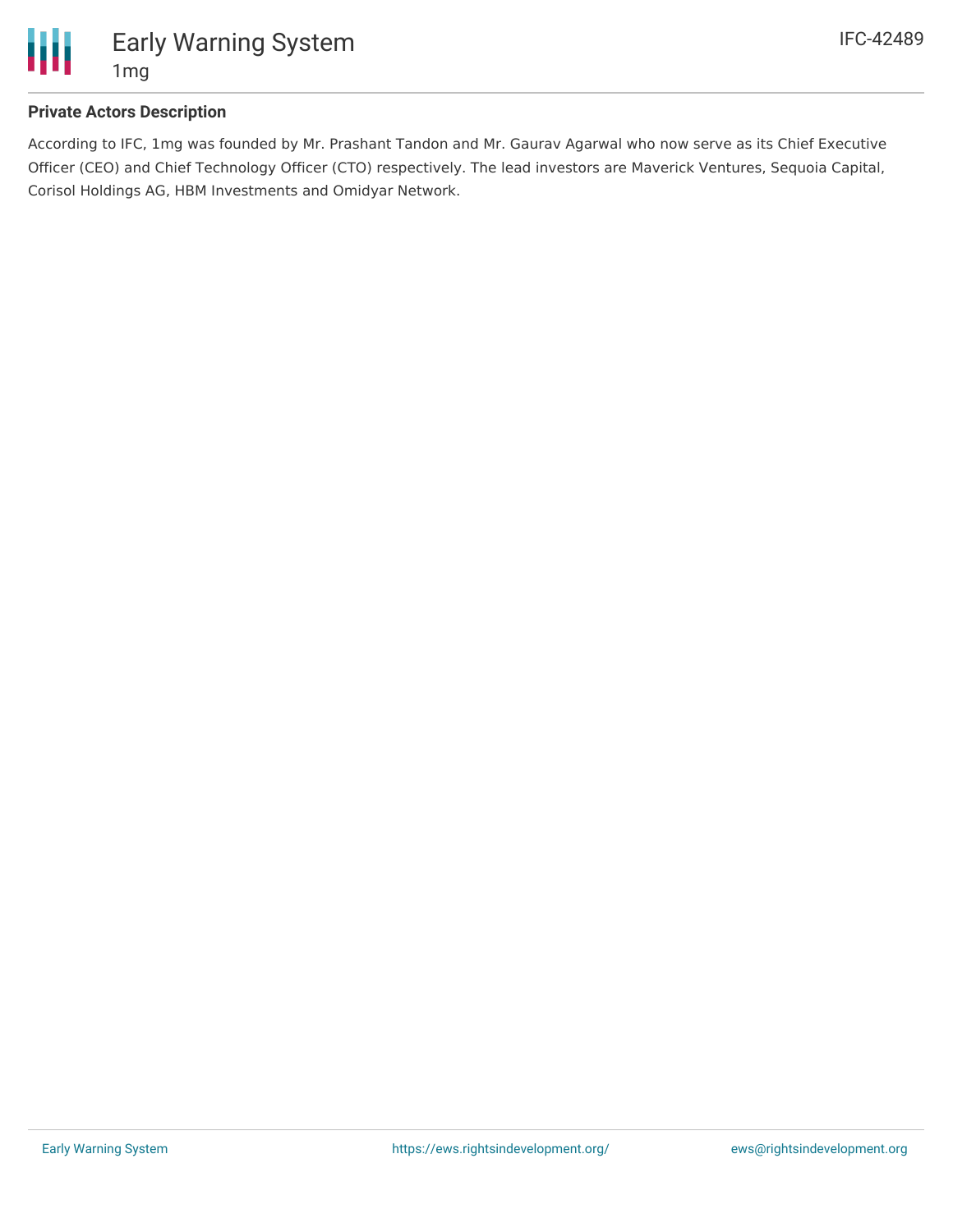### Private Actors Description

According to IFC, 1mg was founded by Mr. Prashant Tandon and Mr. Gaurav Agarwal who now serve as its Chief Executive Officer (CEO) and Chief Technology Officer (CTO) respectively. The lead investors are Maverick Ventures, Sequoia Capital, Corisol Holdings AG, HBM Investments and Omidyar Network.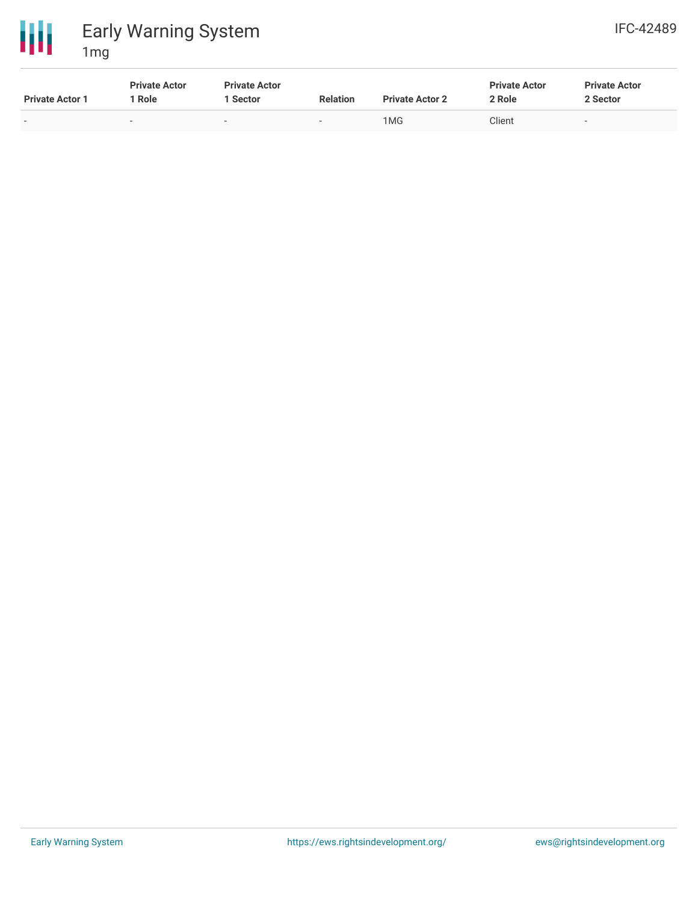| Private Actor 1 | Private Actor 1 Role | Private Actor 1 Sector | Relation | Private Actor 2 | Private Actor 2 Role | Private Actor 2 Sector |
|---|---|---|---|---|---|---|
| - | - | - | - | 1MG | Client | - |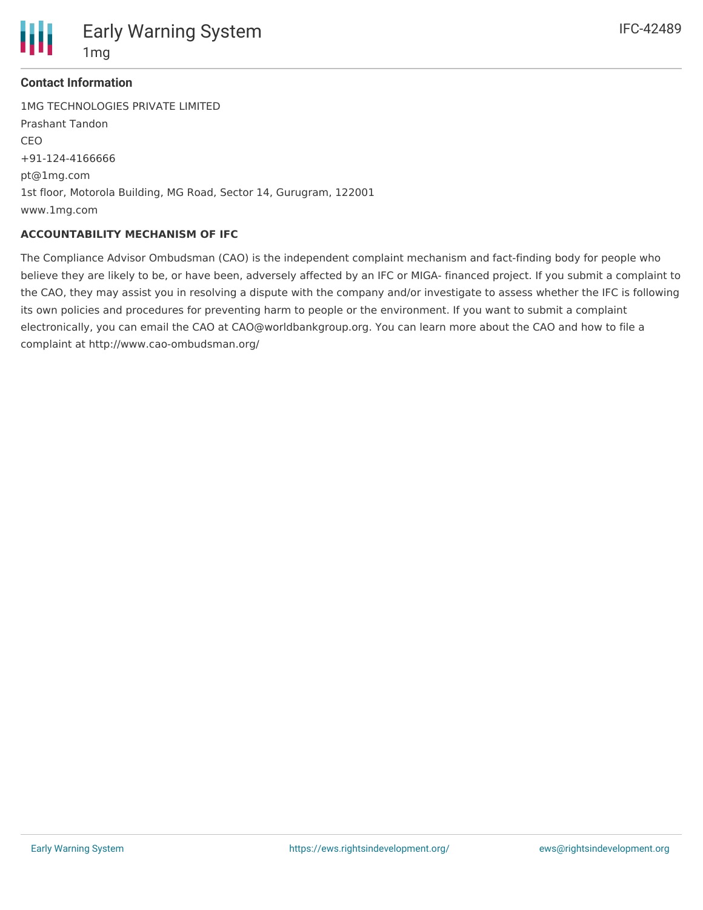## Contact Information

1MG TECHNOLOGIES PRIVATE LIMITED
Prashant Tandon
CEO
+91-124-4166666
pt@1mg.com
1st floor, Motorola Building, MG Road, Sector 14, Gurugram, 122001
www.1mg.com

### ACCOUNTABILITY MECHANISM OF IFC

The Compliance Advisor Ombudsman (CAO) is the independent complaint mechanism and fact-finding body for people who believe they are likely to be, or have been, adversely affected by an IFC or MIGA- financed project. If you submit a complaint to the CAO, they may assist you in resolving a dispute with the company and/or investigate to assess whether the IFC is following its own policies and procedures for preventing harm to people or the environment. If you want to submit a complaint electronically, you can email the CAO at CAO@worldbankgroup.org. You can learn more about the CAO and how to file a complaint at http://www.cao-ombudsman.org/